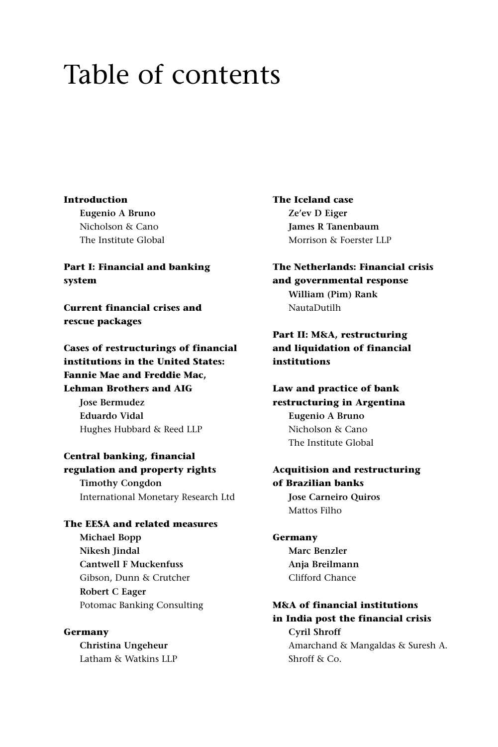# Table of contents

**Introduction**
**Eugenio A Bruno**
Nicholson & Cano
The Institute Global

**Part I: Financial and banking system**

**Current financial crises and rescue packages**

**Cases of restructurings of financial institutions in the United States: Fannie Mae and Freddie Mac, Lehman Brothers and AIG**
**Jose Bermudez**
**Eduardo Vidal**
Hughes Hubbard & Reed LLP

**Central banking, financial regulation and property rights**
**Timothy Congdon**
International Monetary Research Ltd

**The EESA and related measures**
**Michael Bopp**
**Nikesh Jindal**
**Cantwell F Muckenfuss**
Gibson, Dunn & Crutcher
**Robert C Eager**
Potomac Banking Consulting

**Germany**
**Christina Ungeheur**
Latham & Watkins LLP

**The Iceland case**
**Ze'ev D Eiger**
**James R Tanenbaum**
Morrison & Foerster LLP

**The Netherlands: Financial crisis and governmental response**
**William (Pim) Rank**
NautaDutilh

**Part II: M&A, restructuring and liquidation of financial institutions**

**Law and practice of bank restructuring in Argentina**
**Eugenio A Bruno**
Nicholson & Cano
The Institute Global

**Acquitision and restructuring of Brazilian banks**
**Jose Carneiro Quiros**
Mattos Filho

**Germany**
**Marc Benzler**
**Anja Breilmann**
Clifford Chance

**M&A of financial institutions in India post the financial crisis**
**Cyril Shroff**
Amarchand & Mangaldas & Suresh A. Shroff & Co.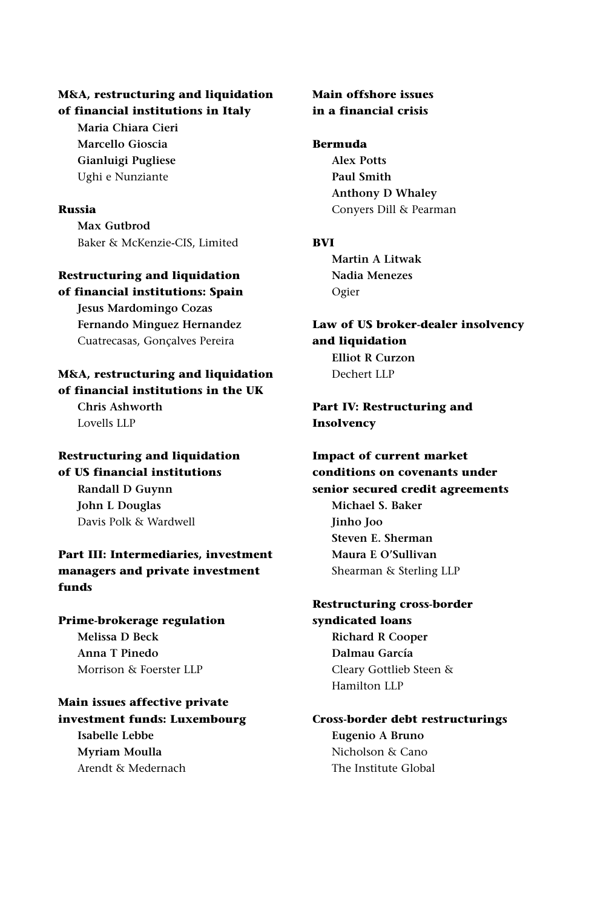**M&A, restructuring and liquidation of financial institutions in Italy**
**Maria Chiara Cieri**
**Marcello Gioscia**
**Gianluigi Pugliese**
Ughi e Nunziante

**Russia**
**Max Gutbrod**
Baker & McKenzie-CIS, Limited

**Restructuring and liquidation of financial institutions: Spain**
**Jesus Mardomingo Cozas**
**Fernando Minguez Hernandez**
Cuatrecasas, Gonçalves Pereira

**M&A, restructuring and liquidation of financial institutions in the UK**
**Chris Ashworth**
Lovells LLP

**Restructuring and liquidation of US financial institutions**
**Randall D Guynn**
**John L Douglas**
Davis Polk & Wardwell

**Part III: Intermediaries, investment managers and private investment funds**

**Prime-brokerage regulation**
**Melissa D Beck**
**Anna T Pinedo**
Morrison & Foerster LLP

**Main issues affective private investment funds: Luxembourg**
**Isabelle Lebbe**
**Myriam Moulla**
Arendt & Medernach

**Main offshore issues in a financial crisis**

**Bermuda**
**Alex Potts**
**Paul Smith**
**Anthony D Whaley**
Conyers Dill & Pearman

**BVI**
**Martin A Litwak**
**Nadia Menezes**
Ogier

**Law of US broker-dealer insolvency and liquidation**
**Elliot R Curzon**
Dechert LLP

**Part IV: Restructuring and Insolvency**

**Impact of current market conditions on covenants under senior secured credit agreements**
**Michael S. Baker**
**Jinho Joo**
**Steven E. Sherman**
**Maura E O'Sullivan**
Shearman & Sterling LLP

**Restructuring cross-border syndicated loans**
**Richard R Cooper**
**Dalmau García**
Cleary Gottlieb Steen & Hamilton LLP

**Cross-border debt restructurings**
**Eugenio A Bruno**
Nicholson & Cano
The Institute Global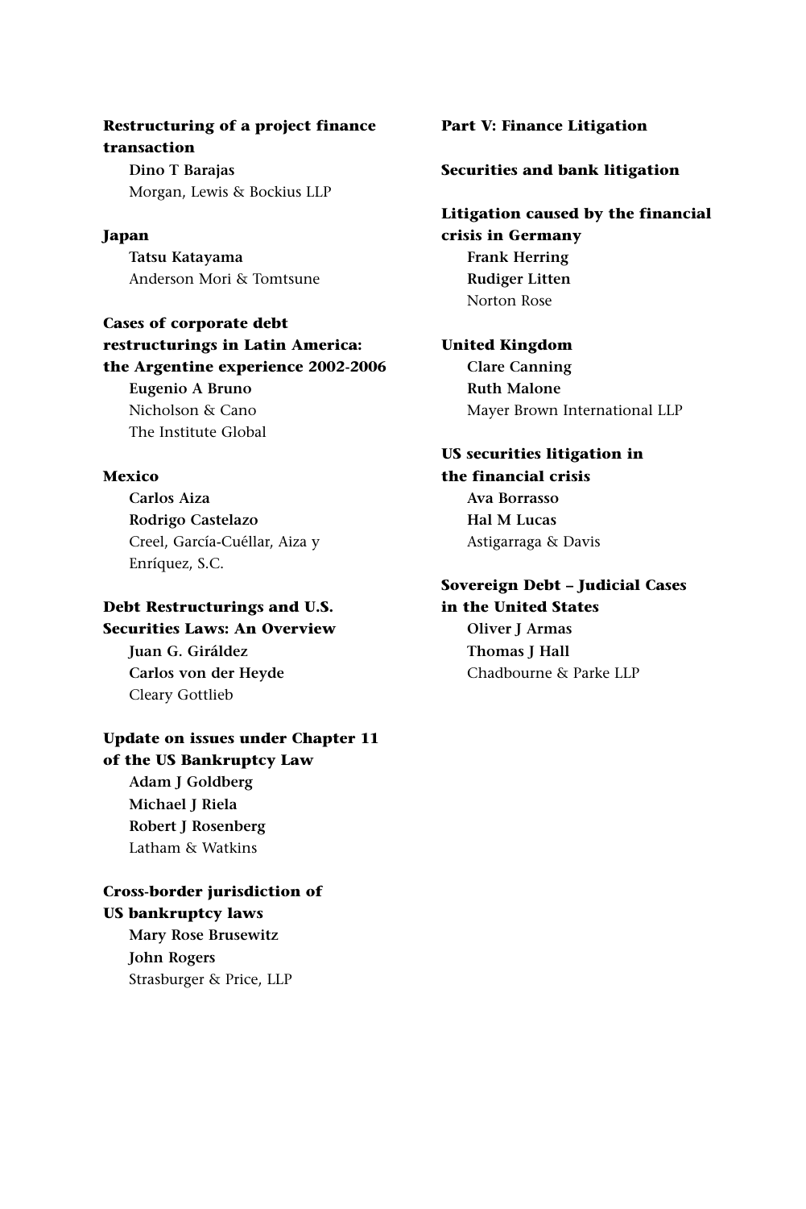**Restructuring of a project finance transaction**

Dino T Barajas
Morgan, Lewis & Bockius LLP

**Japan**

Tatsu Katayama
Anderson Mori & Tomtsune

**Cases of corporate debt restructurings in Latin America: the Argentine experience 2002-2006**

Eugenio A Bruno
Nicholson & Cano
The Institute Global

**Mexico**

Carlos Aiza
Rodrigo Castelazo
Creel, García-Cuéllar, Aiza y Enríquez, S.C.

**Debt Restructurings and U.S. Securities Laws: An Overview**

Juan G. Giráldez
Carlos von der Heyde
Cleary Gottlieb

**Update on issues under Chapter 11 of the US Bankruptcy Law**

Adam J Goldberg
Michael J Riela
Robert J Rosenberg
Latham & Watkins

**Cross-border jurisdiction of US bankruptcy laws**

Mary Rose Brusewitz
John Rogers
Strasburger & Price, LLP

**Part V: Finance Litigation**

**Securities and bank litigation**

**Litigation caused by the financial crisis in Germany**

Frank Herring
Rudiger Litten
Norton Rose

**United Kingdom**

Clare Canning
Ruth Malone
Mayer Brown International LLP

**US securities litigation in the financial crisis**

Ava Borrasso
Hal M Lucas
Astigarraga & Davis

**Sovereign Debt – Judicial Cases in the United States**

Oliver J Armas
Thomas J Hall
Chadbourne & Parke LLP